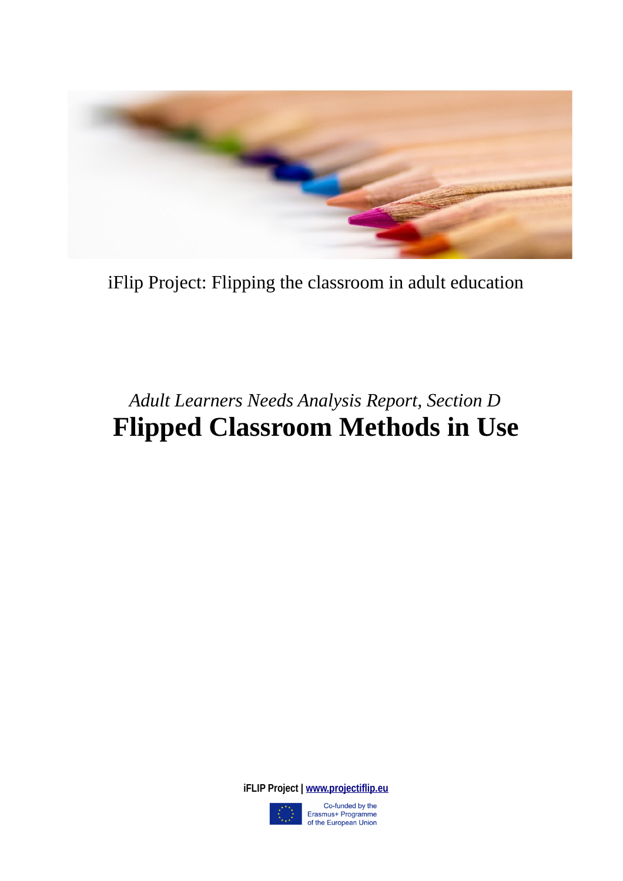iFlip Project: Flipping the classroom in adult education

*Adult Learners Needs Analysis Report, Section D*

# Flipped Classroom Methods in Use

**iFLIP Project | [www.projectiflip.eu](http://www.projectiflip.eu)**

Co-funded by the Erasmus+ Programme of the European Union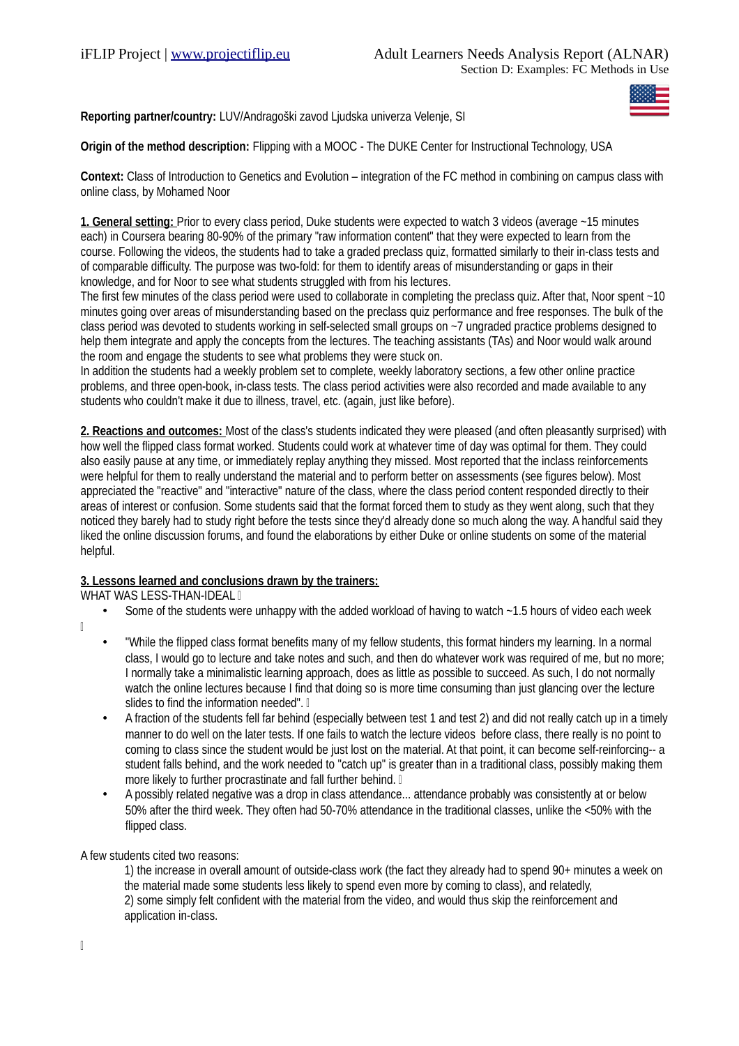**Reporting partner/country:** LUV/Andragoški zavod Ljudska univerza Velenje, SI

**Origin of the method description:** Flipping with a MOOC - The DUKE Center for Instructional Technology, USA

**Context:** Class of Introduction to Genetics and Evolution – integration of the FC method in combining on campus class with online class, by Mohamed Noor

**1. General setting:** Prior to every class period, Duke students were expected to watch 3 videos (average ~15 minutes each) in Coursera bearing 80-90% of the primary "raw information content" that they were expected to learn from the course. Following the videos, the students had to take a graded preclass quiz, formatted similarly to their in-class tests and of comparable difficulty. The purpose was two-fold: for them to identify areas of misunderstanding or gaps in their knowledge, and for Noor to see what students struggled with from his lectures.
The first few minutes of the class period were used to collaborate in completing the preclass quiz. After that, Noor spent ~10 minutes going over areas of misunderstanding based on the preclass quiz performance and free responses. The bulk of the class period was devoted to students working in self-selected small groups on ~7 ungraded practice problems designed to help them integrate and apply the concepts from the lectures. The teaching assistants (TAs) and Noor would walk around the room and engage the students to see what problems they were stuck on.
In addition the students had a weekly problem set to complete, weekly laboratory sections, a few other online practice problems, and three open-book, in-class tests. The class period activities were also recorded and made available to any students who couldn't make it due to illness, travel, etc. (again, just like before).

**2. Reactions and outcomes:** Most of the class's students indicated they were pleased (and often pleasantly surprised) with how well the flipped class format worked. Students could work at whatever time of day was optimal for them. They could also easily pause at any time, or immediately replay anything they missed. Most reported that the inclass reinforcements were helpful for them to really understand the material and to perform better on assessments (see figures below). Most appreciated the "reactive" and "interactive" nature of the class, where the class period content responded directly to their areas of interest or confusion. Some students said that the format forced them to study as they went along, such that they noticed they barely had to study right before the tests since they'd already done so much along the way. A handful said they liked the online discussion forums, and found the elaborations by either Duke or online students on some of the material helpful.

**3. Lessons learned and conclusions drawn by the trainers:**

WHAT WAS LESS-THAN-IDEAL

- Some of the students were unhappy with the added workload of having to watch ~1.5 hours of video each week

- "While the flipped class format benefits many of my fellow students, this format hinders my learning. In a normal class, I would go to lecture and take notes and such, and then do whatever work was required of me, but no more; I normally take a minimalistic learning approach, does as little as possible to succeed. As such, I do not normally watch the online lectures because I find that doing so is more time consuming than just glancing over the lecture slides to find the information needed".
- A fraction of the students fell far behind (especially between test 1 and test 2) and did not really catch up in a timely manner to do well on the later tests. If one fails to watch the lecture videos before class, there really is no point to coming to class since the student would be just lost on the material. At that point, it can become self-reinforcing-- a student falls behind, and the work needed to "catch up" is greater than in a traditional class, possibly making them more likely to further procrastinate and fall further behind.
- A possibly related negative was a drop in class attendance... attendance probably was consistently at or below 50% after the third week. They often had 50-70% attendance in the traditional classes, unlike the <50% with the flipped class.

A few students cited two reasons:

1) the increase in overall amount of outside-class work (the fact they already had to spend 90+ minutes a week on the material made some students less likely to spend even more by coming to class), and relatedly,
2) some simply felt confident with the material from the video, and would thus skip the reinforcement and application in-class.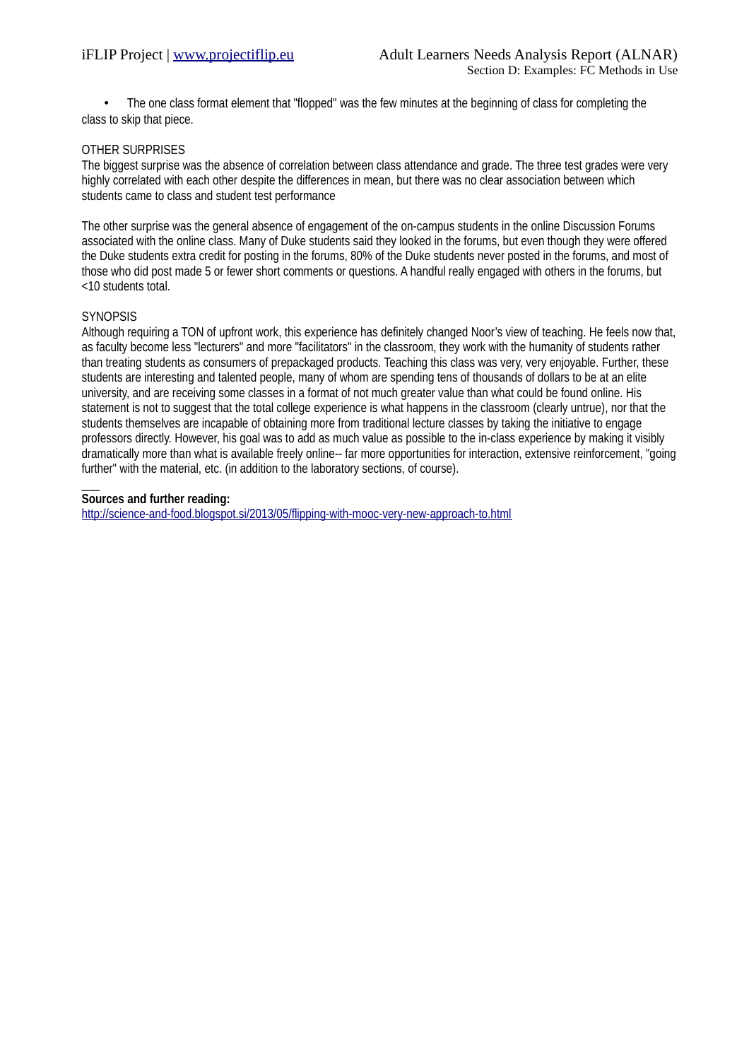- The one class format element that "flopped" was the few minutes at the beginning of class for completing the class to skip that piece.

OTHER SURPRISES

The biggest surprise was the absence of correlation between class attendance and grade. The three test grades were very highly correlated with each other despite the differences in mean, but there was no clear association between which students came to class and student test performance

The other surprise was the general absence of engagement of the on-campus students in the online Discussion Forums associated with the online class. Many of Duke students said they looked in the forums, but even though they were offered the Duke students extra credit for posting in the forums, 80% of the Duke students never posted in the forums, and most of those who did post made 5 or fewer short comments or questions. A handful really engaged with others in the forums, but <10 students total.

SYNOPSIS

Although requiring a TON of upfront work, this experience has definitely changed Noor's view of teaching. He feels now that, as faculty become less "lecturers" and more "facilitators" in the classroom, they work with the humanity of students rather than treating students as consumers of prepackaged products. Teaching this class was very, very enjoyable. Further, these students are interesting and talented people, many of whom are spending tens of thousands of dollars to be at an elite university, and are receiving some classes in a format of not much greater value than what could be found online. His statement is not to suggest that the total college experience is what happens in the classroom (clearly untrue), nor that the students themselves are incapable of obtaining more from traditional lecture classes by taking the initiative to engage professors directly. However, his goal was to add as much value as possible to the in-class experience by making it visibly dramatically more than what is available freely online-- far more opportunities for interaction, extensive reinforcement, "going further" with the material, etc. (in addition to the laboratory sections, of course).

___

**Sources and further reading:**

http://science-and-food.blogspot.si/2013/05/flipping-with-mooc-very-new-approach-to.html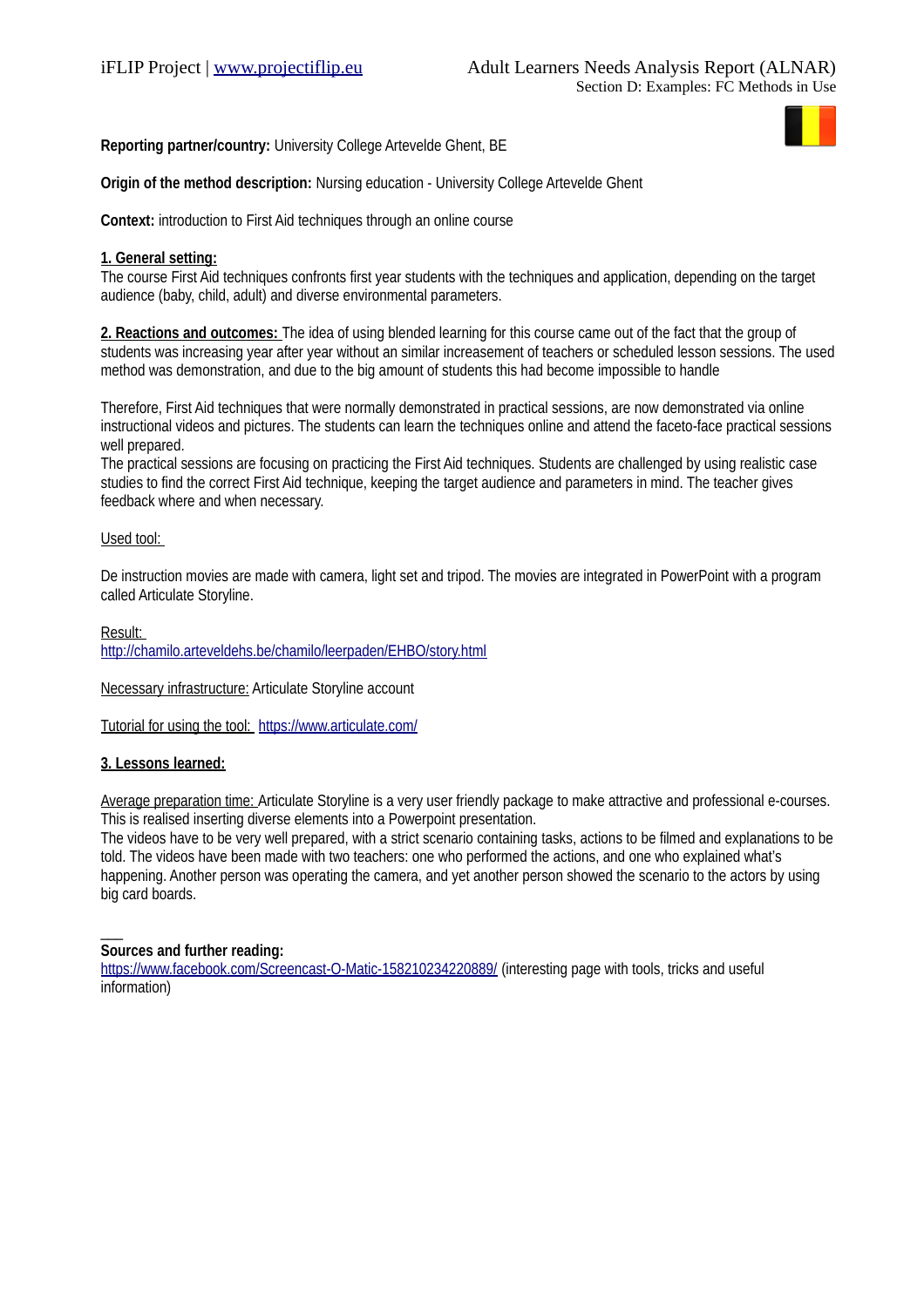**Reporting partner/country:** University College Artevelde Ghent, BE

**Origin of the method description:** Nursing education - University College Artevelde Ghent

**Context:** introduction to First Aid techniques through an online course

**1. General setting:**
The course First Aid techniques confronts first year students with the techniques and application, depending on the target audience (baby, child, adult) and diverse environmental parameters.

**2. Reactions and outcomes:** The idea of using blended learning for this course came out of the fact that the group of students was increasing year after year without an similar increasement of teachers or scheduled lesson sessions. The used method was demonstration, and due to the big amount of students this had become impossible to handle

Therefore, First Aid techniques that were normally demonstrated in practical sessions, are now demonstrated via online instructional videos and pictures. The students can learn the techniques online and attend the faceto-face practical sessions well prepared.
The practical sessions are focusing on practicing the First Aid techniques. Students are challenged by using realistic case studies to find the correct First Aid technique, keeping the target audience and parameters in mind. The teacher gives feedback where and when necessary.

Used tool:

De instruction movies are made with camera, light set and tripod. The movies are integrated in PowerPoint with a program called Articulate Storyline.

Result:
http://chamilo.arteveldehs.be/chamilo/leerpaden/EHBO/story.html

Necessary infrastructure: Articulate Storyline account

Tutorial for using the tool: https://www.articulate.com/

**3. Lessons learned:**

Average preparation time: Articulate Storyline is a very user friendly package to make attractive and professional e-courses. This is realised inserting diverse elements into a Powerpoint presentation.
The videos have to be very well prepared, with a strict scenario containing tasks, actions to be filmed and explanations to be told. The videos have been made with two teachers: one who performed the actions, and one who explained what's happening. Another person was operating the camera, and yet another person showed the scenario to the actors by using big card boards.

**Sources and further reading:**
https://www.facebook.com/Screencast-O-Matic-158210234220889/ (interesting page with tools, tricks and useful information)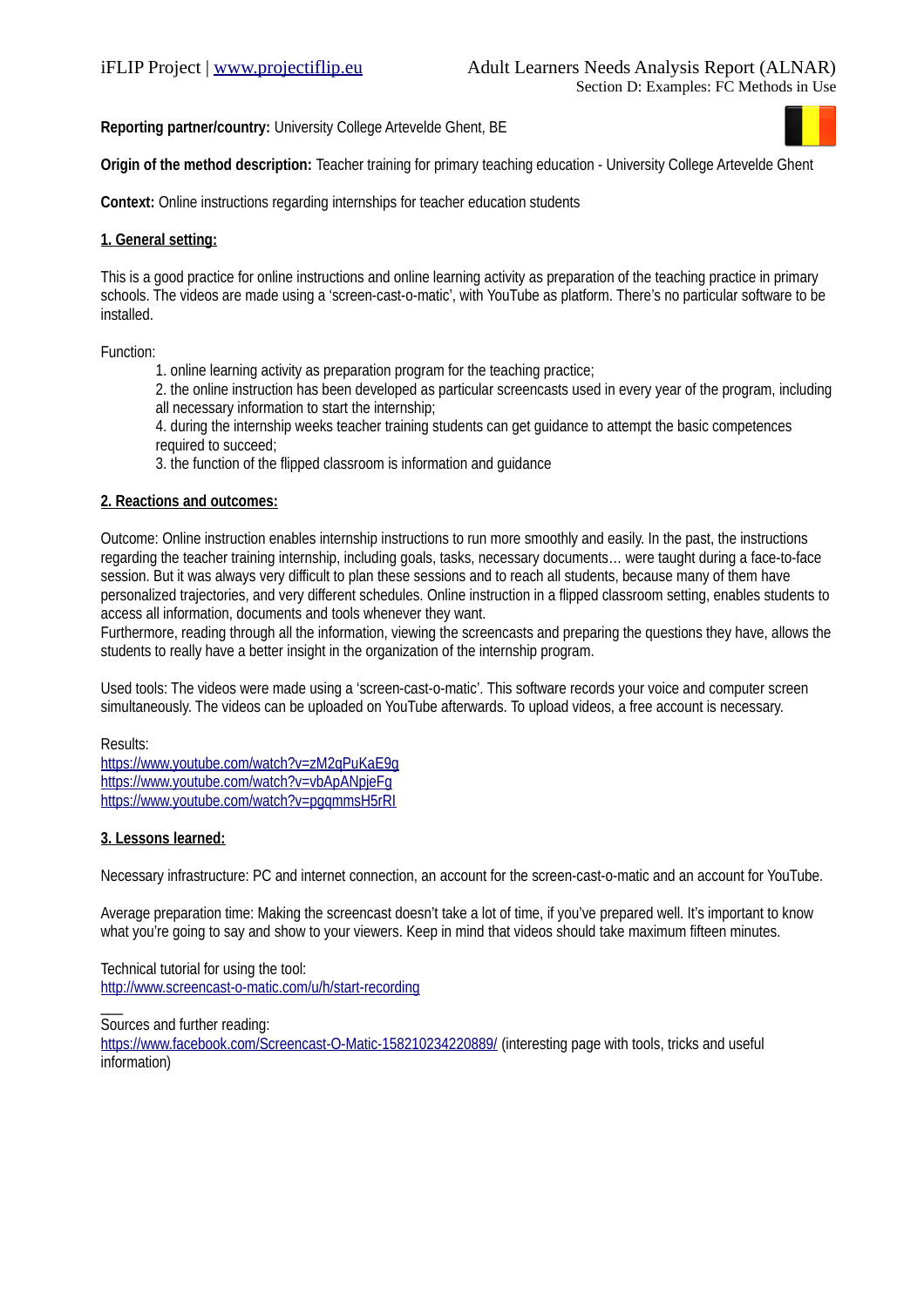**Reporting partner/country:** University College Artevelde Ghent, BE

**Origin of the method description:** Teacher training for primary teaching education - University College Artevelde Ghent

**Context:** Online instructions regarding internships for teacher education students

## 1. General setting:

This is a good practice for online instructions and online learning activity as preparation of the teaching practice in primary schools. The videos are made using a 'screen-cast-o-matic', with YouTube as platform. There's no particular software to be installed.

Function:

1. online learning activity as preparation program for the teaching practice;
2. the online instruction has been developed as particular screencasts used in every year of the program, including all necessary information to start the internship;
4. during the internship weeks teacher training students can get guidance to attempt the basic competences required to succeed;
3. the function of the flipped classroom is information and guidance

## 2. Reactions and outcomes:

Outcome: Online instruction enables internship instructions to run more smoothly and easily. In the past, the instructions regarding the teacher training internship, including goals, tasks, necessary documents… were taught during a face-to-face session. But it was always very difficult to plan these sessions and to reach all students, because many of them have personalized trajectories, and very different schedules. Online instruction in a flipped classroom setting, enables students to access all information, documents and tools whenever they want.
Furthermore, reading through all the information, viewing the screencasts and preparing the questions they have, allows the students to really have a better insight in the organization of the internship program.

Used tools: The videos were made using a 'screen-cast-o-matic'. This software records your voice and computer screen simultaneously. The videos can be uploaded on YouTube afterwards. To upload videos, a free account is necessary.

Results:
https://www.youtube.com/watch?v=zM2qPuKaE9g
https://www.youtube.com/watch?v=vbApANpjeFg
https://www.youtube.com/watch?v=pgqmmsH5rRI

## 3. Lessons learned:

Necessary infrastructure: PC and internet connection, an account for the screen-cast-o-matic and an account for YouTube.

Average preparation time: Making the screencast doesn't take a lot of time, if you've prepared well. It's important to know what you're going to say and show to your viewers. Keep in mind that videos should take maximum fifteen minutes.

Technical tutorial for using the tool:
http://www.screencast-o-matic.com/u/h/start-recording

\_\_\_

Sources and further reading:
https://www.facebook.com/Screencast-O-Matic-158210234220889/ (interesting page with tools, tricks and useful information)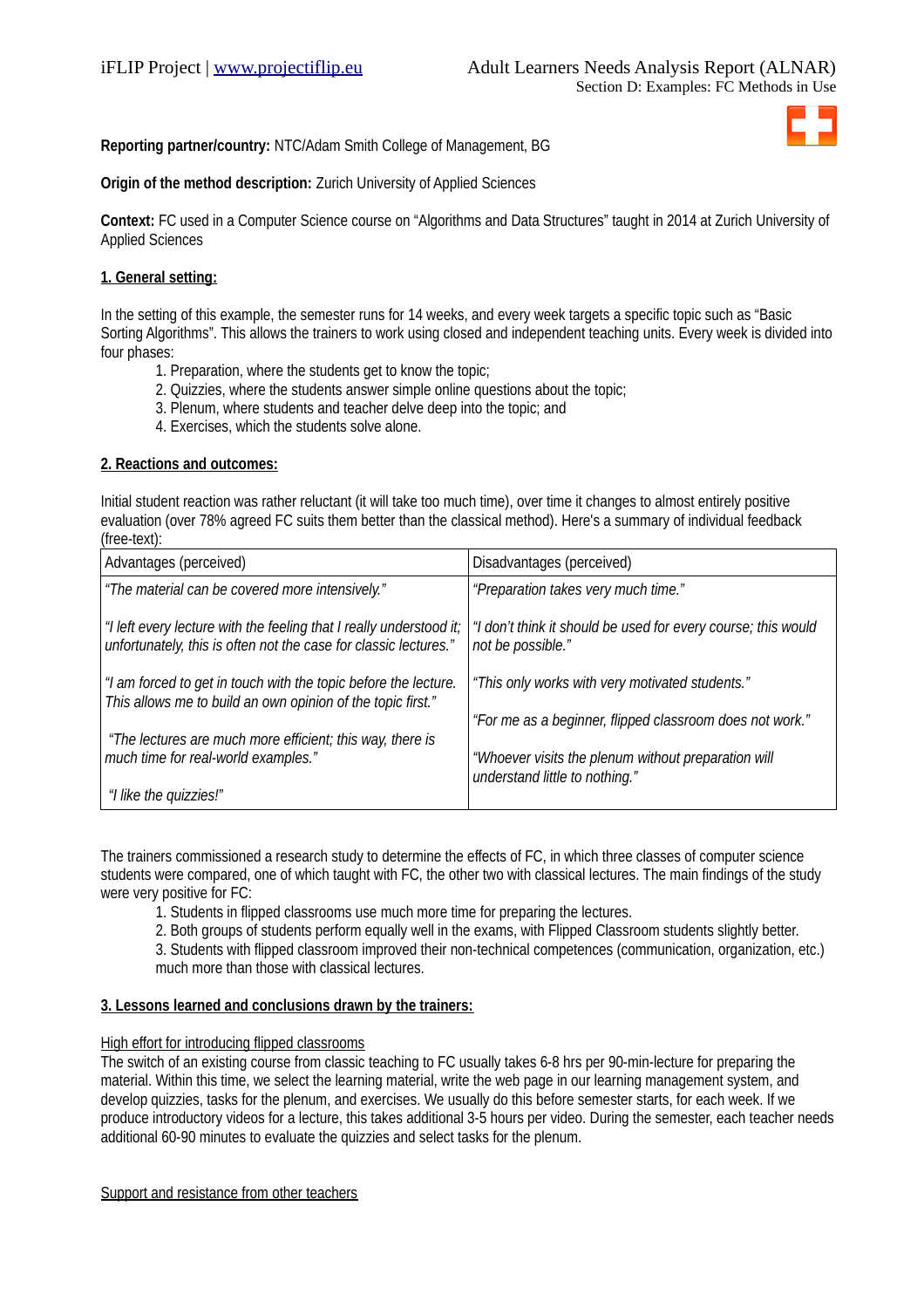**Reporting partner/country:** NTC/Adam Smith College of Management, BG

**Origin of the method description:** Zurich University of Applied Sciences

**Context:** FC used in a Computer Science course on "Algorithms and Data Structures" taught in 2014 at Zurich University of Applied Sciences

**1. General setting:**

In the setting of this example, the semester runs for 14 weeks, and every week targets a specific topic such as "Basic Sorting Algorithms". This allows the trainers to work using closed and independent teaching units. Every week is divided into four phases:

1. Preparation, where the students get to know the topic;
2. Quizzies, where the students answer simple online questions about the topic;
3. Plenum, where students and teacher delve deep into the topic; and
4. Exercises, which the students solve alone.

**2. Reactions and outcomes:**

Initial student reaction was rather reluctant (it will take too much time), over time it changes to almost entirely positive evaluation (over 78% agreed FC suits them better than the classical method). Here's a summary of individual feedback (free-text):

| Advantages (perceived) | Disadvantages (perceived) |
|---|---|
| *"The material can be covered more intensively."*<br><br>*"I left every lecture with the feeling that I really understood it; unfortunately, this is often not the case for classic lectures."*<br><br>*"I am forced to get in touch with the topic before the lecture. This allows me to build an own opinion of the topic first."*<br><br>*"The lectures are much more efficient; this way, there is much time for real-world examples."*<br><br>*"I like the quizzies!"* | *"Preparation takes very much time."*<br><br>*"I don't think it should be used for every course; this would not be possible."*<br><br>*"This only works with very motivated students."*<br><br>*"For me as a beginner, flipped classroom does not work."*<br><br>*"Whoever visits the plenum without preparation will understand little to nothing."* |

The trainers commissioned a research study to determine the effects of FC, in which three classes of computer science students were compared, one of which taught with FC, the other two with classical lectures. The main findings of the study were very positive for FC:

1. Students in flipped classrooms use much more time for preparing the lectures.
2. Both groups of students perform equally well in the exams, with Flipped Classroom students slightly better.
3. Students with flipped classroom improved their non-technical competences (communication, organization, etc.) much more than those with classical lectures.

**3. Lessons learned and conclusions drawn by the trainers:**

High effort for introducing flipped classrooms

The switch of an existing course from classic teaching to FC usually takes 6-8 hrs per 90-min-lecture for preparing the material. Within this time, we select the learning material, write the web page in our learning management system, and develop quizzies, tasks for the plenum, and exercises. We usually do this before semester starts, for each week. If we produce introductory videos for a lecture, this takes additional 3-5 hours per video. During the semester, each teacher needs additional 60-90 minutes to evaluate the quizzies and select tasks for the plenum.

Support and resistance from other teachers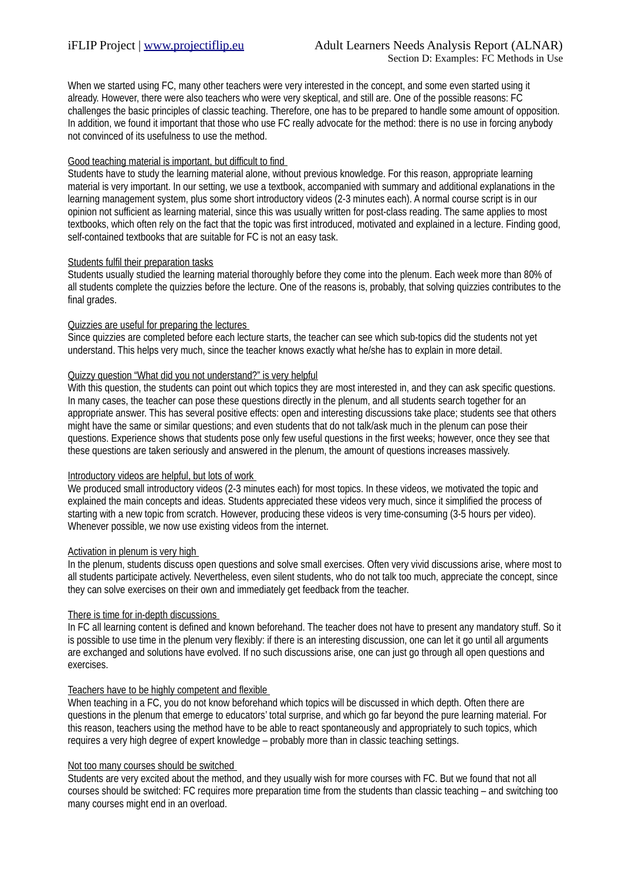When we started using FC, many other teachers were very interested in the concept, and some even started using it already. However, there were also teachers who were very skeptical, and still are. One of the possible reasons: FC challenges the basic principles of classic teaching. Therefore, one has to be prepared to handle some amount of opposition. In addition, we found it important that those who use FC really advocate for the method: there is no use in forcing anybody not convinced of its usefulness to use the method.

<u>Good teaching material is important, but difficult to find</u>

Students have to study the learning material alone, without previous knowledge. For this reason, appropriate learning material is very important. In our setting, we use a textbook, accompanied with summary and additional explanations in the learning management system, plus some short introductory videos (2-3 minutes each). A normal course script is in our opinion not sufficient as learning material, since this was usually written for post-class reading. The same applies to most textbooks, which often rely on the fact that the topic was first introduced, motivated and explained in a lecture. Finding good, self-contained textbooks that are suitable for FC is not an easy task.

<u>Students fulfil their preparation tasks</u>

Students usually studied the learning material thoroughly before they come into the plenum. Each week more than 80% of all students complete the quizzies before the lecture. One of the reasons is, probably, that solving quizzies contributes to the final grades.

<u>Quizzies are useful for preparing the lectures</u>

Since quizzies are completed before each lecture starts, the teacher can see which sub-topics did the students not yet understand. This helps very much, since the teacher knows exactly what he/she has to explain in more detail.

<u>Quizzy question “What did you not understand?” is very helpful</u>

With this question, the students can point out which topics they are most interested in, and they can ask specific questions. In many cases, the teacher can pose these questions directly in the plenum, and all students search together for an appropriate answer. This has several positive effects: open and interesting discussions take place; students see that others might have the same or similar questions; and even students that do not talk/ask much in the plenum can pose their questions. Experience shows that students pose only few useful questions in the first weeks; however, once they see that these questions are taken seriously and answered in the plenum, the amount of questions increases massively.

<u>Introductory videos are helpful, but lots of work</u>

We produced small introductory videos (2-3 minutes each) for most topics. In these videos, we motivated the topic and explained the main concepts and ideas. Students appreciated these videos very much, since it simplified the process of starting with a new topic from scratch. However, producing these videos is very time-consuming (3-5 hours per video). Whenever possible, we now use existing videos from the internet.

<u>Activation in plenum is very high</u>

In the plenum, students discuss open questions and solve small exercises. Often very vivid discussions arise, where most to all students participate actively. Nevertheless, even silent students, who do not talk too much, appreciate the concept, since they can solve exercises on their own and immediately get feedback from the teacher.

<u>There is time for in-depth discussions</u>

In FC all learning content is defined and known beforehand. The teacher does not have to present any mandatory stuff. So it is possible to use time in the plenum very flexibly: if there is an interesting discussion, one can let it go until all arguments are exchanged and solutions have evolved. If no such discussions arise, one can just go through all open questions and exercises.

<u>Teachers have to be highly competent and flexible</u>

When teaching in a FC, you do not know beforehand which topics will be discussed in which depth. Often there are questions in the plenum that emerge to educators’ total surprise, and which go far beyond the pure learning material. For this reason, teachers using the method have to be able to react spontaneously and appropriately to such topics, which requires a very high degree of expert knowledge – probably more than in classic teaching settings.

<u>Not too many courses should be switched</u>

Students are very excited about the method, and they usually wish for more courses with FC. But we found that not all courses should be switched: FC requires more preparation time from the students than classic teaching – and switching too many courses might end in an overload.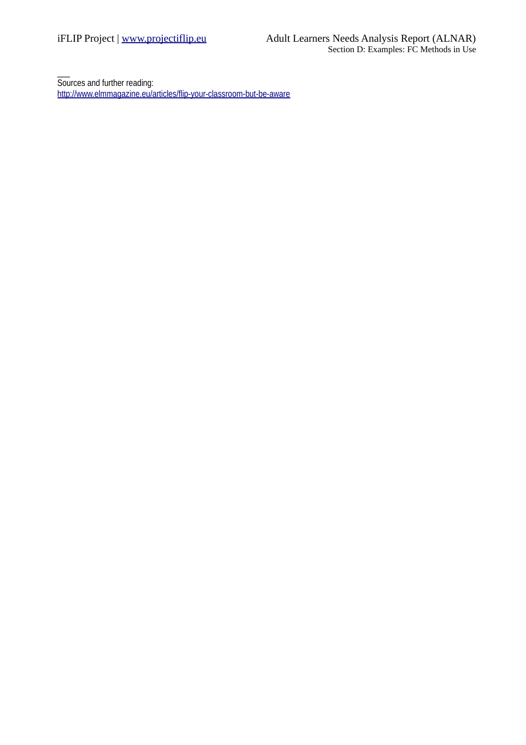---

Sources and further reading:
http://www.elmmagazine.eu/articles/flip-your-classroom-but-be-aware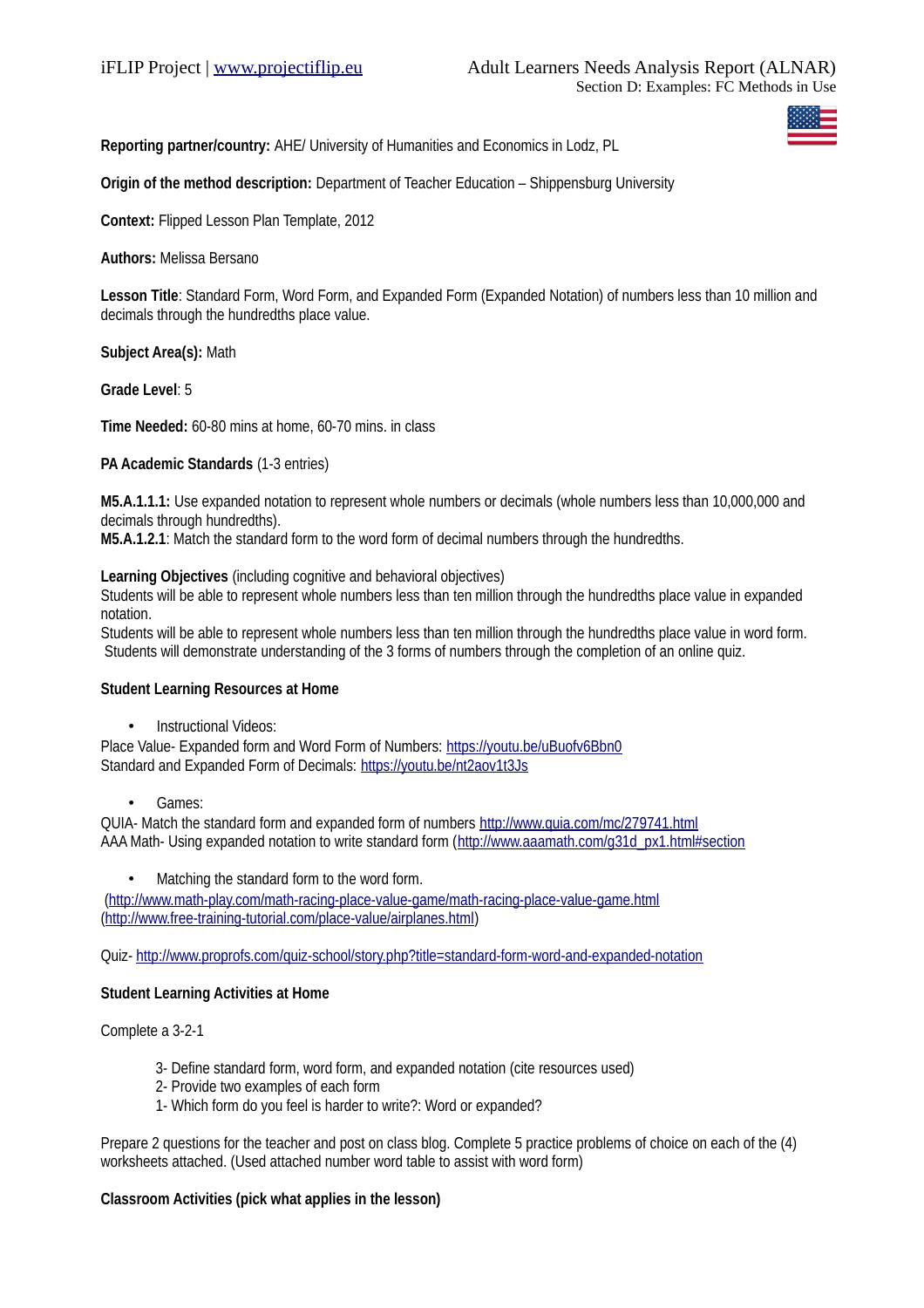**Reporting partner/country:** AHE/ University of Humanities and Economics in Lodz, PL

**Origin of the method description:** Department of Teacher Education – Shippensburg University

**Context:** Flipped Lesson Plan Template, 2012

**Authors:** Melissa Bersano

**Lesson Title**: Standard Form, Word Form, and Expanded Form (Expanded Notation) of numbers less than 10 million and decimals through the hundredths place value.

**Subject Area(s):** Math

**Grade Level**: 5

**Time Needed:** 60-80 mins at home, 60-70 mins. in class

**PA Academic Standards** (1-3 entries)

**M5.A.1.1.1:** Use expanded notation to represent whole numbers or decimals (whole numbers less than 10,000,000 and decimals through hundredths).
**M5.A.1.2.1**: Match the standard form to the word form of decimal numbers through the hundredths.

**Learning Objectives** (including cognitive and behavioral objectives)
Students will be able to represent whole numbers less than ten million through the hundredths place value in expanded notation.
Students will be able to represent whole numbers less than ten million through the hundredths place value in word form.
Students will demonstrate understanding of the 3 forms of numbers through the completion of an online quiz.

**Student Learning Resources at Home**

- Instructional Videos:

Place Value- Expanded form and Word Form of Numbers: https://youtu.be/uBuofv6Bbn0
Standard and Expanded Form of Decimals: https://youtu.be/nt2aov1t3Js

- Games:

QUIA- Match the standard form and expanded form of numbers http://www.quia.com/mc/279741.html
AAA Math- Using expanded notation to write standard form (http://www.aaamath.com/g31d_px1.html#section

- Matching the standard form to the word form.

(http://www.math-play.com/math-racing-place-value-game/math-racing-place-value-game.html
(http://www.free-training-tutorial.com/place-value/airplanes.html)

Quiz- http://www.proprofs.com/quiz-school/story.php?title=standard-form-word-and-expanded-notation

**Student Learning Activities at Home**

Complete a 3-2-1

3- Define standard form, word form, and expanded notation (cite resources used)
2- Provide two examples of each form
1- Which form do you feel is harder to write?: Word or expanded?

Prepare 2 questions for the teacher and post on class blog. Complete 5 practice problems of choice on each of the (4) worksheets attached. (Used attached number word table to assist with word form)

**Classroom Activities (pick what applies in the lesson)**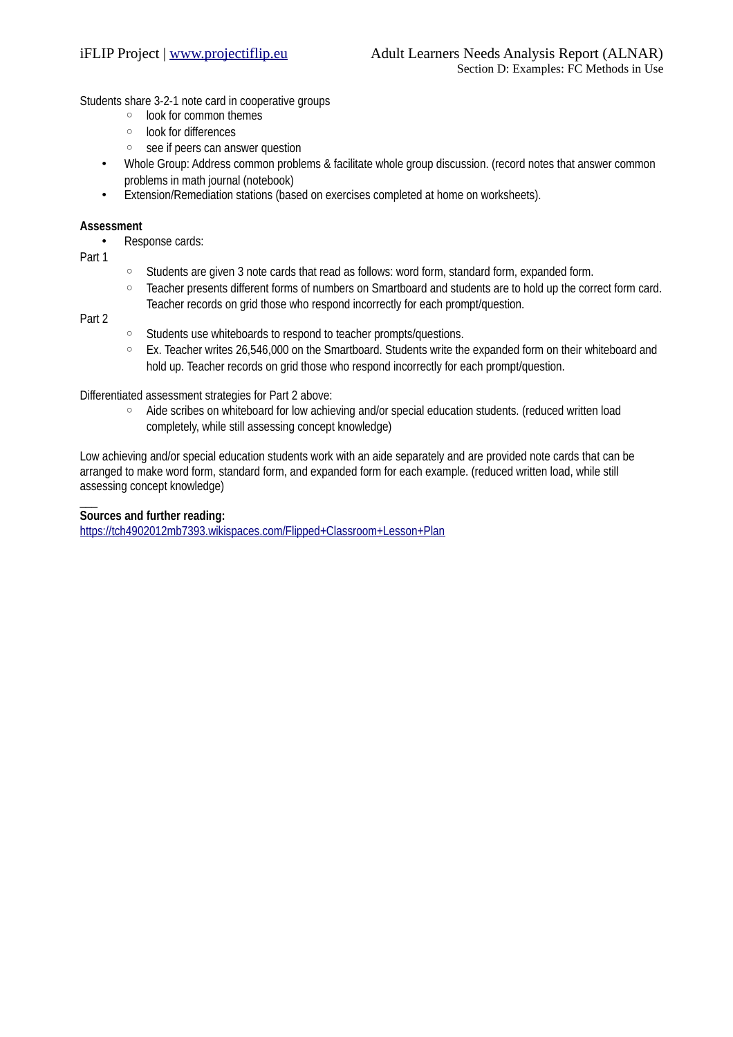Students share 3-2-1 note card in cooperative groups

- look for common themes
- look for differences
- see if peers can answer question

- Whole Group: Address common problems & facilitate whole group discussion. (record notes that answer common problems in math journal (notebook)
- Extension/Remediation stations (based on exercises completed at home on worksheets).

**Assessment**

- Response cards:

Part 1

- Students are given 3 note cards that read as follows: word form, standard form, expanded form.
- Teacher presents different forms of numbers on Smartboard and students are to hold up the correct form card. Teacher records on grid those who respond incorrectly for each prompt/question.

Part 2

- Students use whiteboards to respond to teacher prompts/questions.
- Ex. Teacher writes 26,546,000 on the Smartboard. Students write the expanded form on their whiteboard and hold up. Teacher records on grid those who respond incorrectly for each prompt/question.

Differentiated assessment strategies for Part 2 above:

- Aide scribes on whiteboard for low achieving and/or special education students. (reduced written load completely, while still assessing concept knowledge)

Low achieving and/or special education students work with an aide separately and are provided note cards that can be arranged to make word form, standard form, and expanded form for each example. (reduced written load, while still assessing concept knowledge)

___

**Sources and further reading:**
https://tch4902012mb7393.wikispaces.com/Flipped+Classroom+Lesson+Plan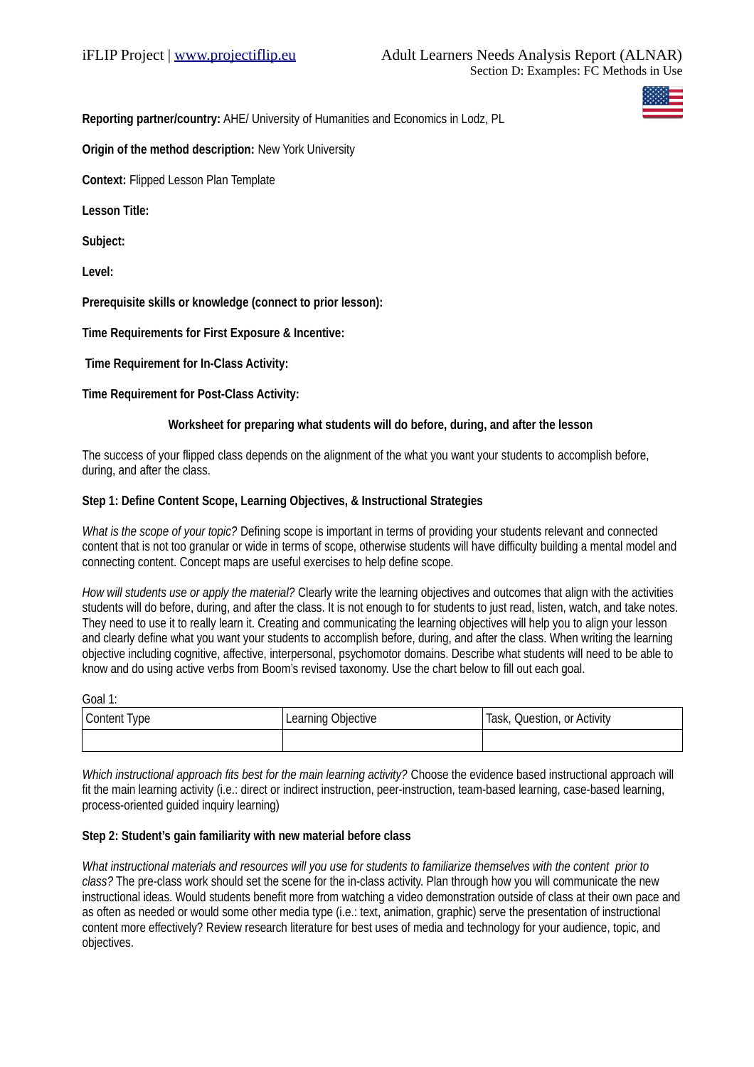**Reporting partner/country:** AHE/ University of Humanities and Economics in Lodz, PL

**Origin of the method description:** New York University

**Context:** Flipped Lesson Plan Template

**Lesson Title:**

**Subject:**

**Level:**

**Prerequisite skills or knowledge (connect to prior lesson):**

**Time Requirements for First Exposure & Incentive:**

**Time Requirement for In-Class Activity:**

**Time Requirement for Post-Class Activity:**

**Worksheet for preparing what students will do before, during, and after the lesson**

The success of your flipped class depends on the alignment of the what you want your students to accomplish before, during, and after the class.

**Step 1: Define Content Scope, Learning Objectives, & Instructional Strategies**

*What is the scope of your topic?* Defining scope is important in terms of providing your students relevant and connected content that is not too granular or wide in terms of scope, otherwise students will have difficulty building a mental model and connecting content. Concept maps are useful exercises to help define scope.

*How will students use or apply the material?* Clearly write the learning objectives and outcomes that align with the activities students will do before, during, and after the class. It is not enough to for students to just read, listen, watch, and take notes. They need to use it to really learn it. Creating and communicating the learning objectives will help you to align your lesson and clearly define what you want your students to accomplish before, during, and after the class. When writing the learning objective including cognitive, affective, interpersonal, psychomotor domains. Describe what students will need to be able to know and do using active verbs from Boom's revised taxonomy. Use the chart below to fill out each goal.

Goal 1:

| Content Type | Learning Objective | Task, Question, or Activity |
|---|---|---|
| | | |

*Which instructional approach fits best for the main learning activity?* Choose the evidence based instructional approach will fit the main learning activity (i.e.: direct or indirect instruction, peer-instruction, team-based learning, case-based learning, process-oriented guided inquiry learning)

**Step 2: Student's gain familiarity with new material before class**

*What instructional materials and resources will you use for students to familiarize themselves with the content prior to class?* The pre-class work should set the scene for the in-class activity. Plan through how you will communicate the new instructional ideas. Would students benefit more from watching a video demonstration outside of class at their own pace and as often as needed or would some other media type (i.e.: text, animation, graphic) serve the presentation of instructional content more effectively? Review research literature for best uses of media and technology for your audience, topic, and objectives.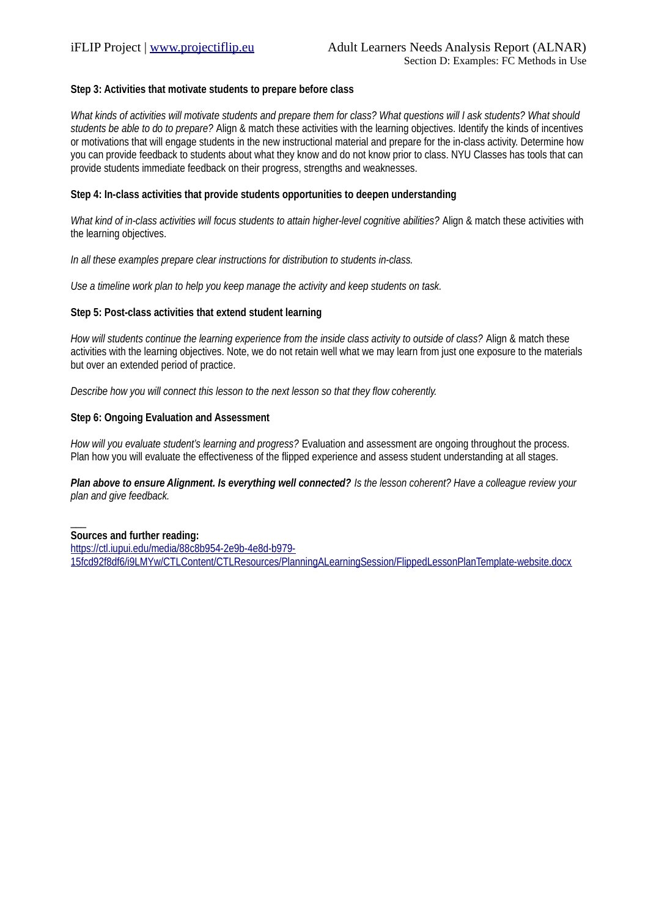**Step 3: Activities that motivate students to prepare before class**

*What kinds of activities will motivate students and prepare them for class? What questions will I ask students? What should students be able to do to prepare?* Align & match these activities with the learning objectives. Identify the kinds of incentives or motivations that will engage students in the new instructional material and prepare for the in-class activity. Determine how you can provide feedback to students about what they know and do not know prior to class. NYU Classes has tools that can provide students immediate feedback on their progress, strengths and weaknesses.

**Step 4: In-class activities that provide students opportunities to deepen understanding**

*What kind of in-class activities will focus students to attain higher-level cognitive abilities?* Align & match these activities with the learning objectives.

*In all these examples prepare clear instructions for distribution to students in-class.*

*Use a timeline work plan to help you keep manage the activity and keep students on task.*

**Step 5: Post-class activities that extend student learning**

*How will students continue the learning experience from the inside class activity to outside of class?* Align & match these activities with the learning objectives. Note, we do not retain well what we may learn from just one exposure to the materials but over an extended period of practice.

*Describe how you will connect this lesson to the next lesson so that they flow coherently.*

**Step 6: Ongoing Evaluation and Assessment**

*How will you evaluate student's learning and progress?* Evaluation and assessment are ongoing throughout the process. Plan how you will evaluate the effectiveness of the flipped experience and assess student understanding at all stages.

***Plan above to ensure Alignment. Is everything well connected?*** *Is the lesson coherent? Have a colleague review your plan and give feedback.*

___

**Sources and further reading:**
https://ctl.iupui.edu/media/88c8b954-2e9b-4e8d-b979-15fcd92f8df6/i9LMYw/CTLContent/CTLResources/PlanningALearningSession/FlippedLessonPlanTemplate-website.docx